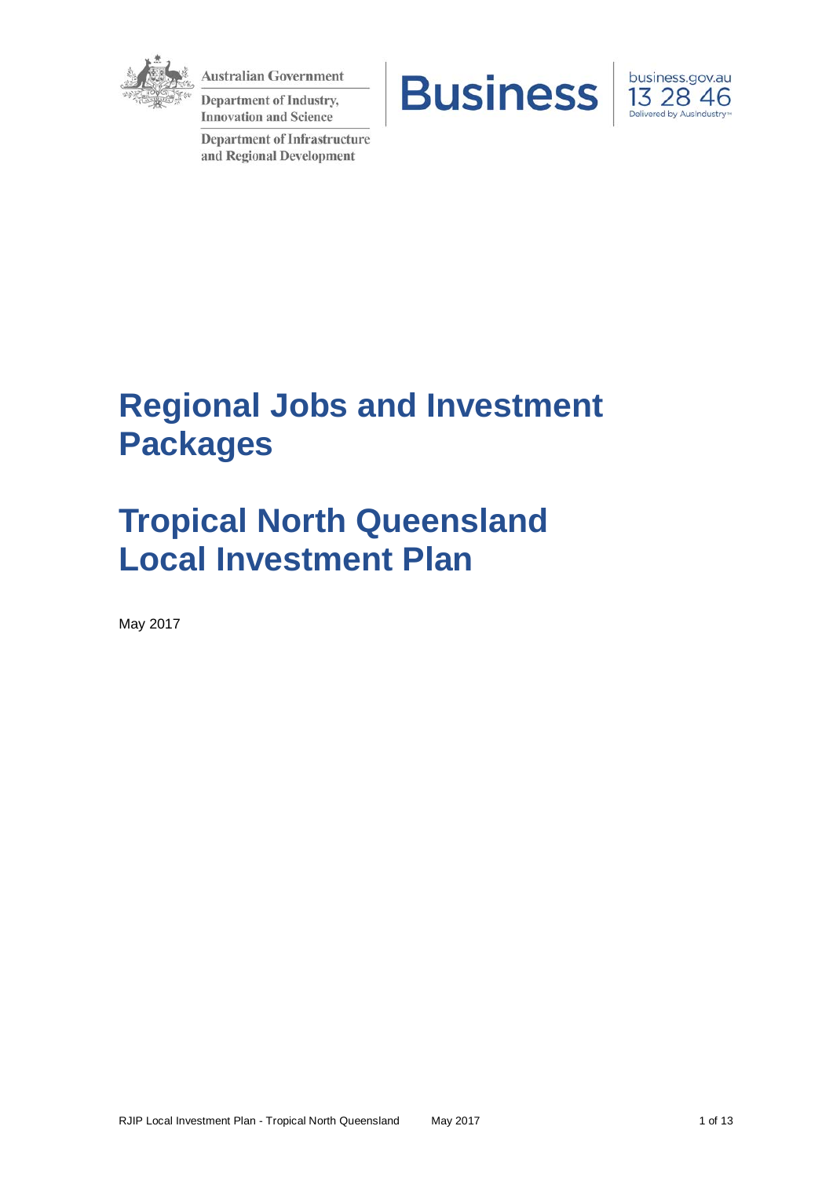Australian Government

Department of Industry, Innovation and Science

Department of Infrastructure and Regional Development

Business

business.gov.au 13 28 46 Delivered by AusIndustry™

# Regional Jobs and Investment Packages

# Tropical North Queensland Local Investment Plan

May 2017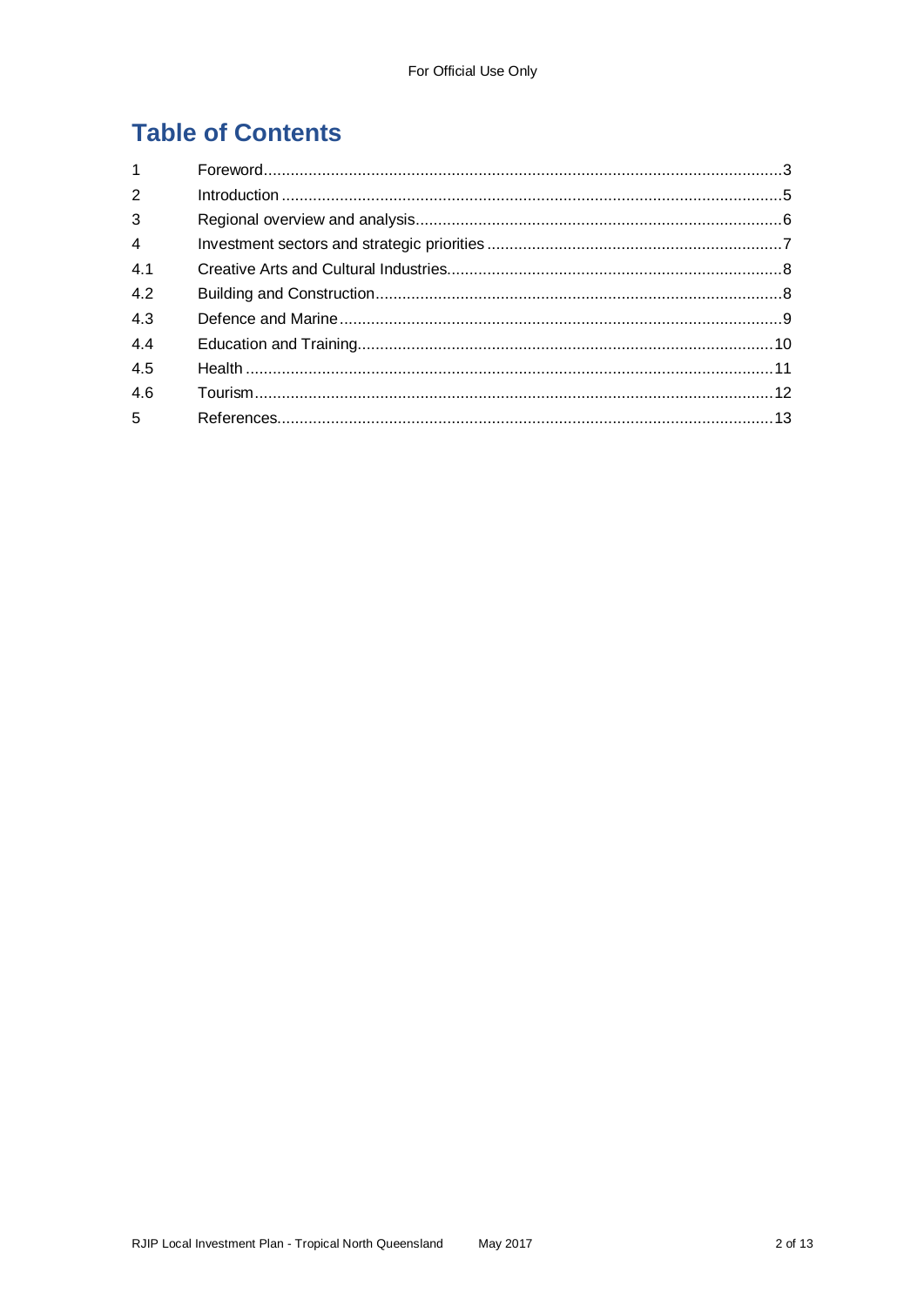# Table of Contents

| | | |
|---|---|---|
| 1 | Foreword | 3 |
| 2 | Introduction | 5 |
| 3 | Regional overview and analysis | 6 |
| 4 | Investment sectors and strategic priorities | 7 |
| 4.1 | Creative Arts and Cultural Industries | 8 |
| 4.2 | Building and Construction | 8 |
| 4.3 | Defence and Marine | 9 |
| 4.4 | Education and Training | 10 |
| 4.5 | Health | 11 |
| 4.6 | Tourism | 12 |
| 5 | References | 13 |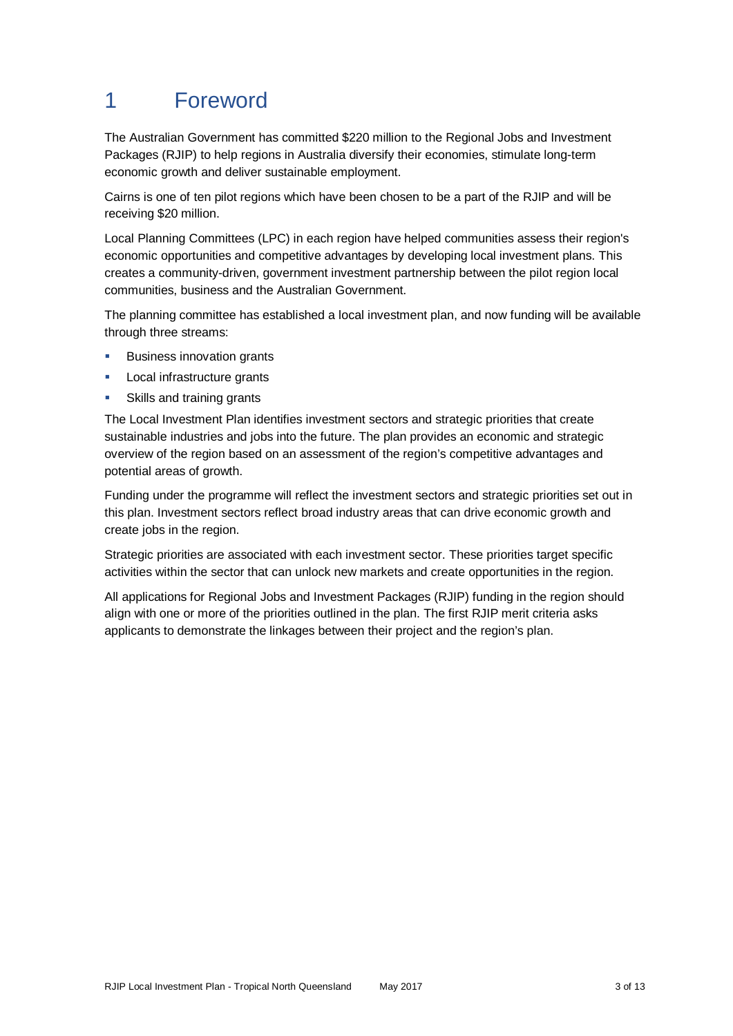# 1 Foreword

The Australian Government has committed $220 million to the Regional Jobs and Investment Packages (RJIP) to help regions in Australia diversify their economies, stimulate long-term economic growth and deliver sustainable employment.

Cairns is one of ten pilot regions which have been chosen to be a part of the RJIP and will be receiving $20 million.

Local Planning Committees (LPC) in each region have helped communities assess their region's economic opportunities and competitive advantages by developing local investment plans. This creates a community-driven, government investment partnership between the pilot region local communities, business and the Australian Government.

The planning committee has established a local investment plan, and now funding will be available through three streams:

- Business innovation grants
- Local infrastructure grants
- Skills and training grants

The Local Investment Plan identifies investment sectors and strategic priorities that create sustainable industries and jobs into the future. The plan provides an economic and strategic overview of the region based on an assessment of the region's competitive advantages and potential areas of growth.

Funding under the programme will reflect the investment sectors and strategic priorities set out in this plan. Investment sectors reflect broad industry areas that can drive economic growth and create jobs in the region.

Strategic priorities are associated with each investment sector. These priorities target specific activities within the sector that can unlock new markets and create opportunities in the region.

All applications for Regional Jobs and Investment Packages (RJIP) funding in the region should align with one or more of the priorities outlined in the plan. The first RJIP merit criteria asks applicants to demonstrate the linkages between their project and the region's plan.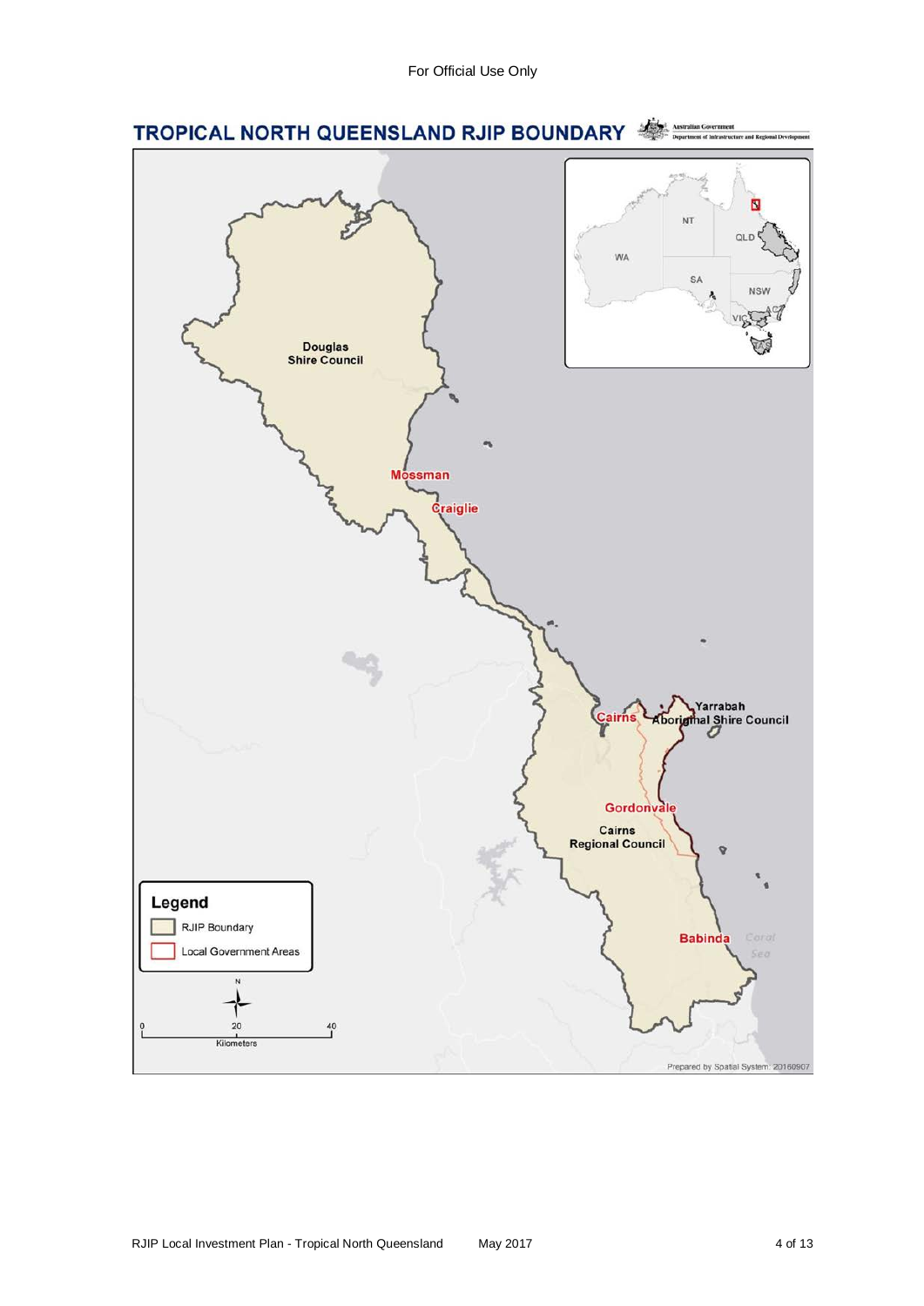For Official Use Only

# TROPICAL NORTH QUEENSLAND RJIP BOUNDARY

Australian Government
Department of Infrastructure and Regional Development

Douglas Shire Council

Mossman

Craiglie

Cairns

Yarrabah Aboriginal Shire Council

Gordonvale

Cairns Regional Council

Babinda

Coral Sea

NT

QLD

WA

SA

NSW

ACT

VIC

TAS

**Legend**

- RJIP Boundary
- Local Government Areas

N

0 20 40
Kilometers

Prepared by Spatial System: 20160907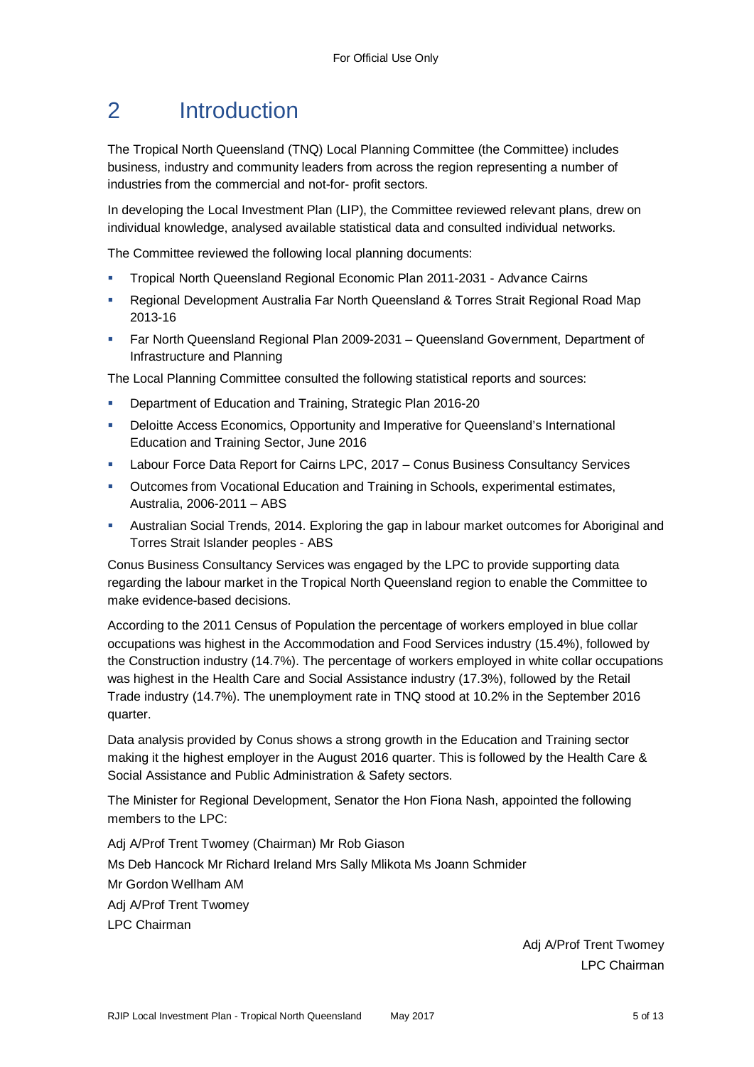# 2 Introduction

The Tropical North Queensland (TNQ) Local Planning Committee (the Committee) includes business, industry and community leaders from across the region representing a number of industries from the commercial and not-for- profit sectors.

In developing the Local Investment Plan (LIP), the Committee reviewed relevant plans, drew on individual knowledge, analysed available statistical data and consulted individual networks.

The Committee reviewed the following local planning documents:

- Tropical North Queensland Regional Economic Plan 2011-2031 - Advance Cairns
- Regional Development Australia Far North Queensland & Torres Strait Regional Road Map 2013-16
- Far North Queensland Regional Plan 2009-2031 – Queensland Government, Department of Infrastructure and Planning

The Local Planning Committee consulted the following statistical reports and sources:

- Department of Education and Training, Strategic Plan 2016-20
- Deloitte Access Economics, Opportunity and Imperative for Queensland's International Education and Training Sector, June 2016
- Labour Force Data Report for Cairns LPC, 2017 – Conus Business Consultancy Services
- Outcomes from Vocational Education and Training in Schools, experimental estimates, Australia, 2006-2011 – ABS
- Australian Social Trends, 2014. Exploring the gap in labour market outcomes for Aboriginal and Torres Strait Islander peoples - ABS

Conus Business Consultancy Services was engaged by the LPC to provide supporting data regarding the labour market in the Tropical North Queensland region to enable the Committee to make evidence-based decisions.

According to the 2011 Census of Population the percentage of workers employed in blue collar occupations was highest in the Accommodation and Food Services industry (15.4%), followed by the Construction industry (14.7%). The percentage of workers employed in white collar occupations was highest in the Health Care and Social Assistance industry (17.3%), followed by the Retail Trade industry (14.7%). The unemployment rate in TNQ stood at 10.2% in the September 2016 quarter.

Data analysis provided by Conus shows a strong growth in the Education and Training sector making it the highest employer in the August 2016 quarter. This is followed by the Health Care & Social Assistance and Public Administration & Safety sectors.

The Minister for Regional Development, Senator the Hon Fiona Nash, appointed the following members to the LPC:

Adj A/Prof Trent Twomey (Chairman) Mr Rob Giason

Ms Deb Hancock Mr Richard Ireland Mrs Sally Mlikota Ms Joann Schmider

Mr Gordon Wellham AM

Adj A/Prof Trent Twomey

LPC Chairman

Adj A/Prof Trent Twomey

LPC Chairman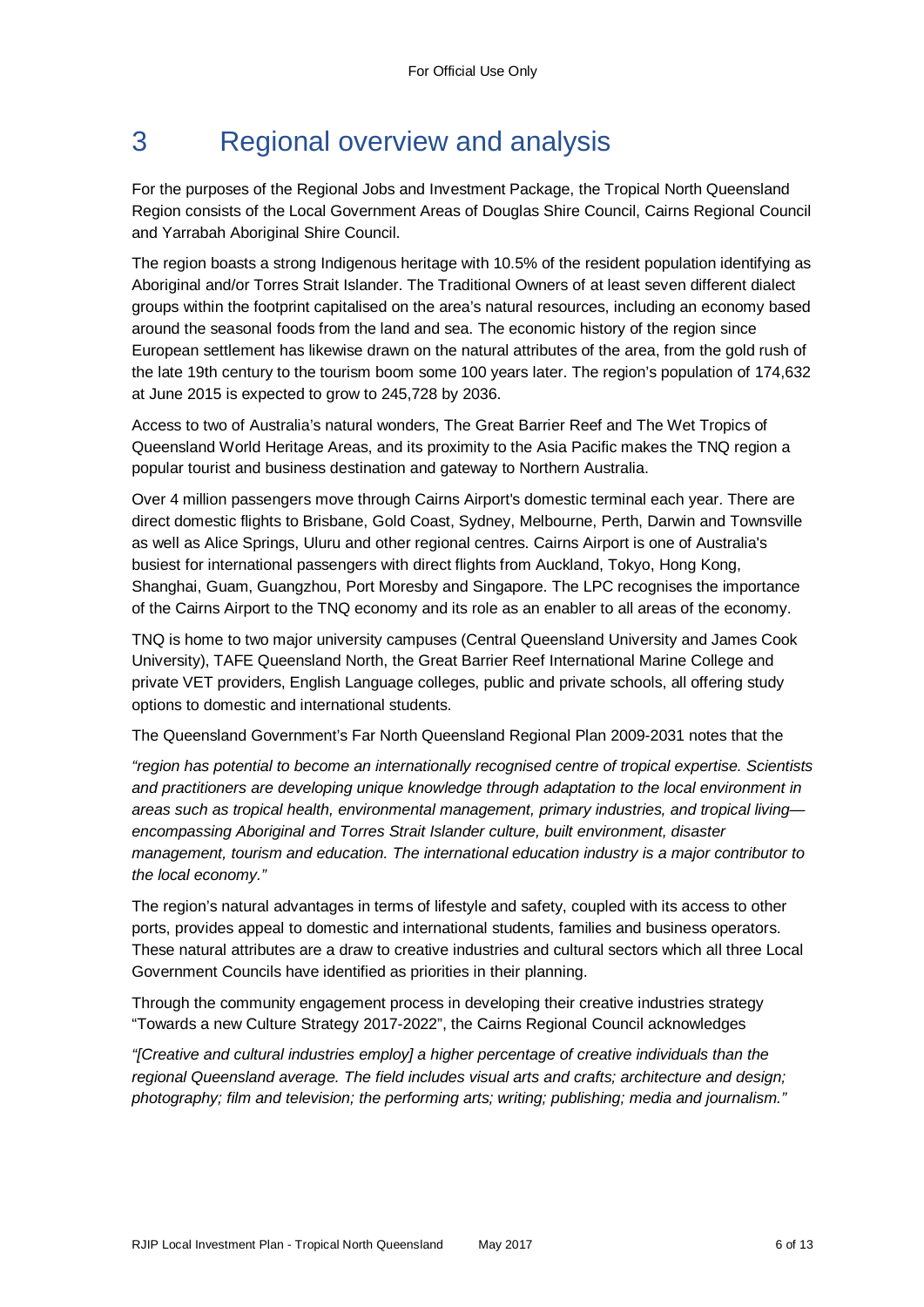# 3 Regional overview and analysis

For the purposes of the Regional Jobs and Investment Package, the Tropical North Queensland Region consists of the Local Government Areas of Douglas Shire Council, Cairns Regional Council and Yarrabah Aboriginal Shire Council.

The region boasts a strong Indigenous heritage with 10.5% of the resident population identifying as Aboriginal and/or Torres Strait Islander. The Traditional Owners of at least seven different dialect groups within the footprint capitalised on the area's natural resources, including an economy based around the seasonal foods from the land and sea. The economic history of the region since European settlement has likewise drawn on the natural attributes of the area, from the gold rush of the late 19th century to the tourism boom some 100 years later. The region's population of 174,632 at June 2015 is expected to grow to 245,728 by 2036.

Access to two of Australia's natural wonders, The Great Barrier Reef and The Wet Tropics of Queensland World Heritage Areas, and its proximity to the Asia Pacific makes the TNQ region a popular tourist and business destination and gateway to Northern Australia.

Over 4 million passengers move through Cairns Airport's domestic terminal each year. There are direct domestic flights to Brisbane, Gold Coast, Sydney, Melbourne, Perth, Darwin and Townsville as well as Alice Springs, Uluru and other regional centres. Cairns Airport is one of Australia's busiest for international passengers with direct flights from Auckland, Tokyo, Hong Kong, Shanghai, Guam, Guangzhou, Port Moresby and Singapore. The LPC recognises the importance of the Cairns Airport to the TNQ economy and its role as an enabler to all areas of the economy.

TNQ is home to two major university campuses (Central Queensland University and James Cook University), TAFE Queensland North, the Great Barrier Reef International Marine College and private VET providers, English Language colleges, public and private schools, all offering study options to domestic and international students.

The Queensland Government's Far North Queensland Regional Plan 2009-2031 notes that the

*"region has potential to become an internationally recognised centre of tropical expertise. Scientists and practitioners are developing unique knowledge through adaptation to the local environment in areas such as tropical health, environmental management, primary industries, and tropical living—encompassing Aboriginal and Torres Strait Islander culture, built environment, disaster management, tourism and education. The international education industry is a major contributor to the local economy."*

The region's natural advantages in terms of lifestyle and safety, coupled with its access to other ports, provides appeal to domestic and international students, families and business operators. These natural attributes are a draw to creative industries and cultural sectors which all three Local Government Councils have identified as priorities in their planning.

Through the community engagement process in developing their creative industries strategy "Towards a new Culture Strategy 2017-2022", the Cairns Regional Council acknowledges

*"[Creative and cultural industries employ] a higher percentage of creative individuals than the regional Queensland average. The field includes visual arts and crafts; architecture and design; photography; film and television; the performing arts; writing; publishing; media and journalism."*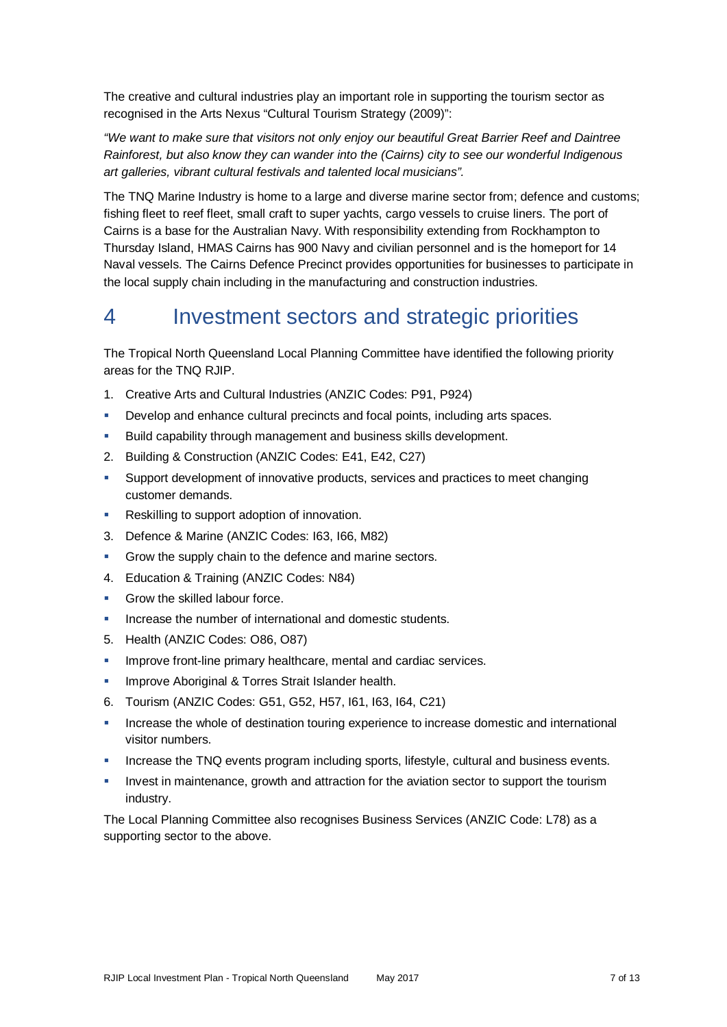The creative and cultural industries play an important role in supporting the tourism sector as recognised in the Arts Nexus "Cultural Tourism Strategy (2009)":

*"We want to make sure that visitors not only enjoy our beautiful Great Barrier Reef and Daintree Rainforest, but also know they can wander into the (Cairns) city to see our wonderful Indigenous art galleries, vibrant cultural festivals and talented local musicians".*

The TNQ Marine Industry is home to a large and diverse marine sector from; defence and customs; fishing fleet to reef fleet, small craft to super yachts, cargo vessels to cruise liners. The port of Cairns is a base for the Australian Navy. With responsibility extending from Rockhampton to Thursday Island, HMAS Cairns has 900 Navy and civilian personnel and is the homeport for 14 Naval vessels. The Cairns Defence Precinct provides opportunities for businesses to participate in the local supply chain including in the manufacturing and construction industries.

# 4 Investment sectors and strategic priorities

The Tropical North Queensland Local Planning Committee have identified the following priority areas for the TNQ RJIP.

1. Creative Arts and Cultural Industries (ANZIC Codes: P91, P924)
   - Develop and enhance cultural precincts and focal points, including arts spaces.
   - Build capability through management and business skills development.
2. Building & Construction (ANZIC Codes: E41, E42, C27)
   - Support development of innovative products, services and practices to meet changing customer demands.
   - Reskilling to support adoption of innovation.
3. Defence & Marine (ANZIC Codes: I63, I66, M82)
   - Grow the supply chain to the defence and marine sectors.
4. Education & Training (ANZIC Codes: N84)
   - Grow the skilled labour force.
   - Increase the number of international and domestic students.
5. Health (ANZIC Codes: O86, O87)
   - Improve front-line primary healthcare, mental and cardiac services.
   - Improve Aboriginal & Torres Strait Islander health.
6. Tourism (ANZIC Codes: G51, G52, H57, I61, I63, I64, C21)
   - Increase the whole of destination touring experience to increase domestic and international visitor numbers.
   - Increase the TNQ events program including sports, lifestyle, cultural and business events.
   - Invest in maintenance, growth and attraction for the aviation sector to support the tourism industry.

The Local Planning Committee also recognises Business Services (ANZIC Code: L78) as a supporting sector to the above.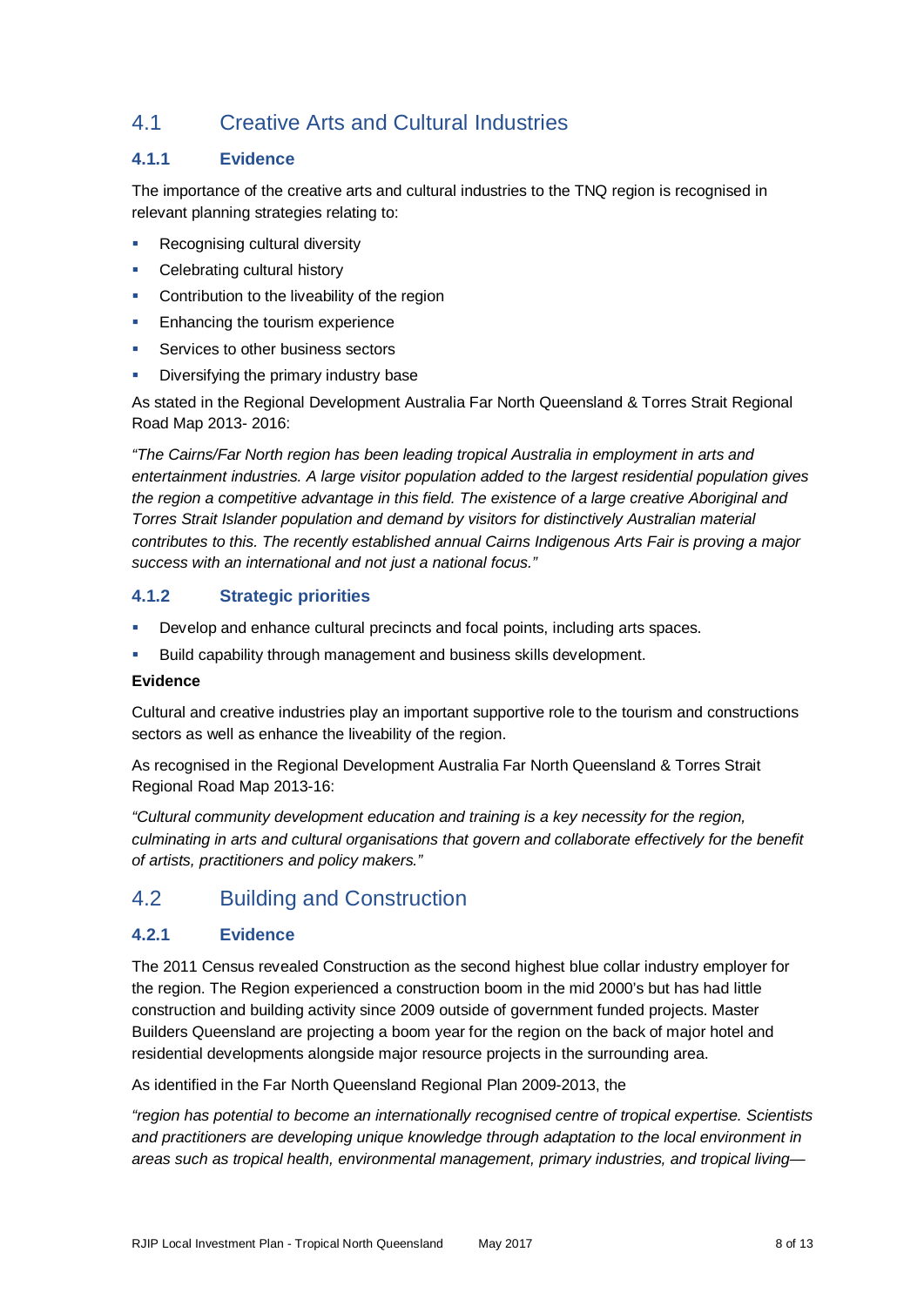## 4.1 Creative Arts and Cultural Industries

### 4.1.1 Evidence

The importance of the creative arts and cultural industries to the TNQ region is recognised in relevant planning strategies relating to:

- Recognising cultural diversity
- Celebrating cultural history
- Contribution to the liveability of the region
- Enhancing the tourism experience
- Services to other business sectors
- Diversifying the primary industry base

As stated in the Regional Development Australia Far North Queensland & Torres Strait Regional Road Map 2013- 2016:

*"The Cairns/Far North region has been leading tropical Australia in employment in arts and entertainment industries. A large visitor population added to the largest residential population gives the region a competitive advantage in this field. The existence of a large creative Aboriginal and Torres Strait Islander population and demand by visitors for distinctively Australian material contributes to this. The recently established annual Cairns Indigenous Arts Fair is proving a major success with an international and not just a national focus."*

### 4.1.2 Strategic priorities

- Develop and enhance cultural precincts and focal points, including arts spaces.
- Build capability through management and business skills development.

**Evidence**

Cultural and creative industries play an important supportive role to the tourism and constructions sectors as well as enhance the liveability of the region.

As recognised in the Regional Development Australia Far North Queensland & Torres Strait Regional Road Map 2013-16:

*"Cultural community development education and training is a key necessity for the region, culminating in arts and cultural organisations that govern and collaborate effectively for the benefit of artists, practitioners and policy makers."*

## 4.2 Building and Construction

### 4.2.1 Evidence

The 2011 Census revealed Construction as the second highest blue collar industry employer for the region. The Region experienced a construction boom in the mid 2000's but has had little construction and building activity since 2009 outside of government funded projects. Master Builders Queensland are projecting a boom year for the region on the back of major hotel and residential developments alongside major resource projects in the surrounding area.

As identified in the Far North Queensland Regional Plan 2009-2013, the

*"region has potential to become an internationally recognised centre of tropical expertise. Scientists and practitioners are developing unique knowledge through adaptation to the local environment in areas such as tropical health, environmental management, primary industries, and tropical living—*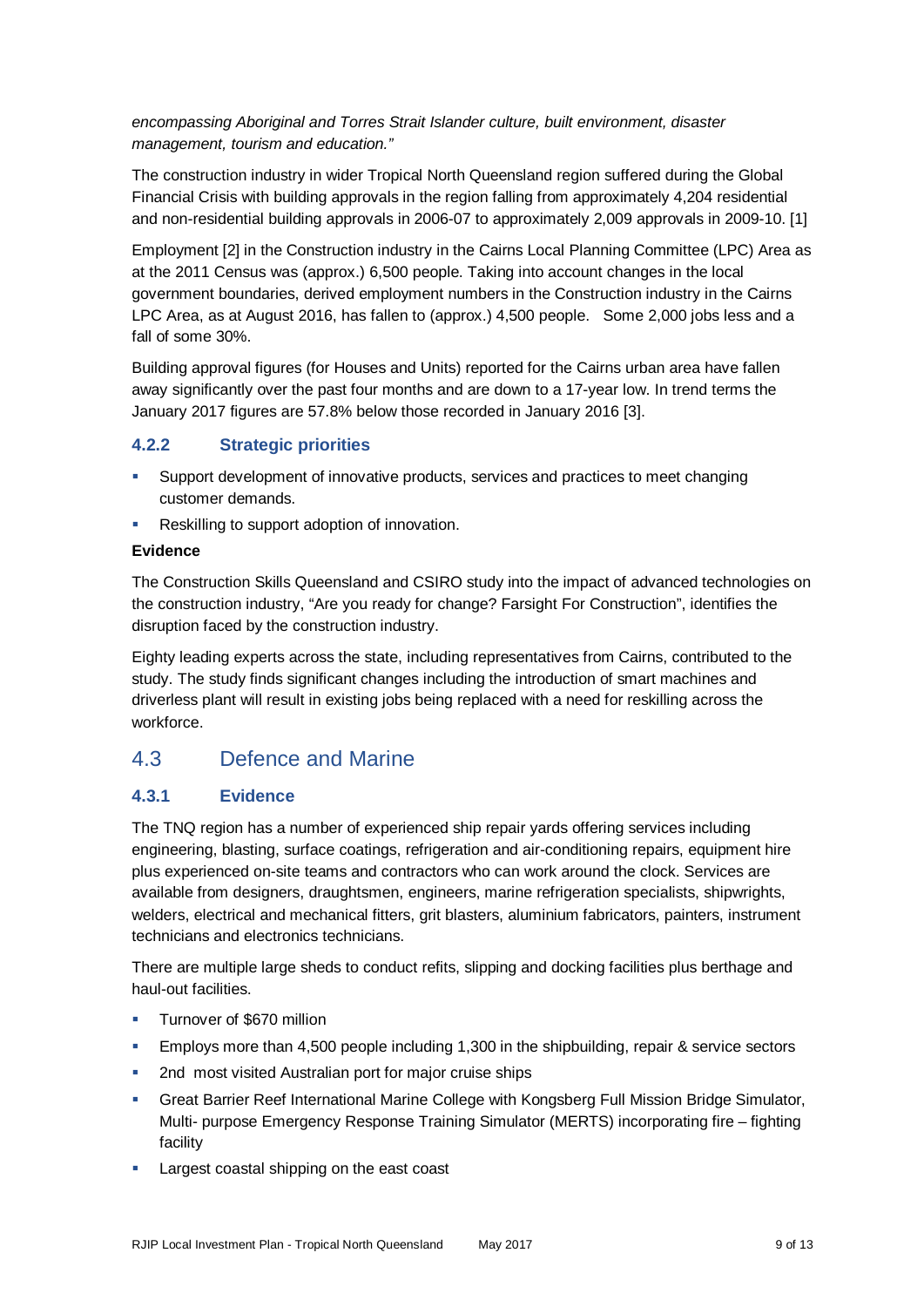*encompassing Aboriginal and Torres Strait Islander culture, built environment, disaster management, tourism and education."*

The construction industry in wider Tropical North Queensland region suffered during the Global Financial Crisis with building approvals in the region falling from approximately 4,204 residential and non-residential building approvals in 2006-07 to approximately 2,009 approvals in 2009-10. [1]

Employment [2] in the Construction industry in the Cairns Local Planning Committee (LPC) Area as at the 2011 Census was (approx.) 6,500 people. Taking into account changes in the local government boundaries, derived employment numbers in the Construction industry in the Cairns LPC Area, as at August 2016, has fallen to (approx.) 4,500 people. Some 2,000 jobs less and a fall of some 30%.

Building approval figures (for Houses and Units) reported for the Cairns urban area have fallen away significantly over the past four months and are down to a 17-year low. In trend terms the January 2017 figures are 57.8% below those recorded in January 2016 [3].

### 4.2.2 Strategic priorities

- Support development of innovative products, services and practices to meet changing customer demands.
- Reskilling to support adoption of innovation.

**Evidence**

The Construction Skills Queensland and CSIRO study into the impact of advanced technologies on the construction industry, "Are you ready for change? Farsight For Construction", identifies the disruption faced by the construction industry.

Eighty leading experts across the state, including representatives from Cairns, contributed to the study. The study finds significant changes including the introduction of smart machines and driverless plant will result in existing jobs being replaced with a need for reskilling across the workforce.

## 4.3 Defence and Marine

### 4.3.1 Evidence

The TNQ region has a number of experienced ship repair yards offering services including engineering, blasting, surface coatings, refrigeration and air-conditioning repairs, equipment hire plus experienced on-site teams and contractors who can work around the clock. Services are available from designers, draughtsmen, engineers, marine refrigeration specialists, shipwrights, welders, electrical and mechanical fitters, grit blasters, aluminium fabricators, painters, instrument technicians and electronics technicians.

There are multiple large sheds to conduct refits, slipping and docking facilities plus berthage and haul-out facilities.

- Turnover of $670 million
- Employs more than 4,500 people including 1,300 in the shipbuilding, repair & service sectors
- 2nd most visited Australian port for major cruise ships
- Great Barrier Reef International Marine College with Kongsberg Full Mission Bridge Simulator, Multi- purpose Emergency Response Training Simulator (MERTS) incorporating fire – fighting facility
- Largest coastal shipping on the east coast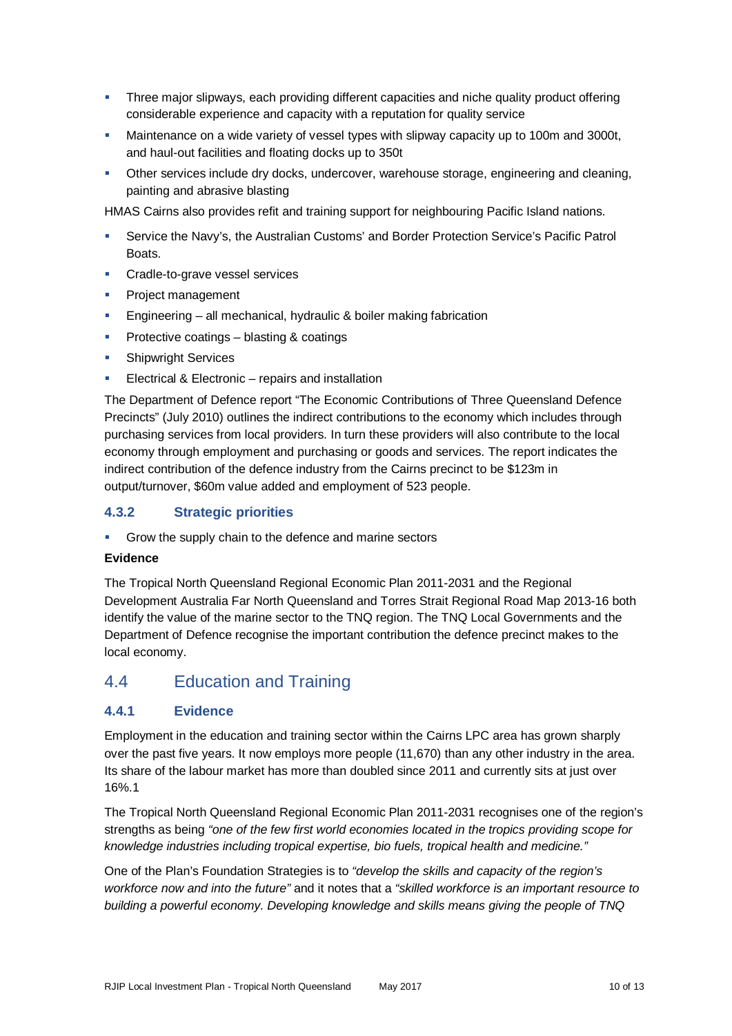- Three major slipways, each providing different capacities and niche quality product offering considerable experience and capacity with a reputation for quality service
- Maintenance on a wide variety of vessel types with slipway capacity up to 100m and 3000t, and haul-out facilities and floating docks up to 350t
- Other services include dry docks, undercover, warehouse storage, engineering and cleaning, painting and abrasive blasting

HMAS Cairns also provides refit and training support for neighbouring Pacific Island nations.

- Service the Navy's, the Australian Customs' and Border Protection Service's Pacific Patrol Boats.
- Cradle-to-grave vessel services
- Project management
- Engineering – all mechanical, hydraulic & boiler making fabrication
- Protective coatings – blasting & coatings
- Shipwright Services
- Electrical & Electronic – repairs and installation

The Department of Defence report "The Economic Contributions of Three Queensland Defence Precincts" (July 2010) outlines the indirect contributions to the economy which includes through purchasing services from local providers. In turn these providers will also contribute to the local economy through employment and purchasing or goods and services. The report indicates the indirect contribution of the defence industry from the Cairns precinct to be $123m in output/turnover, $60m value added and employment of 523 people.

### 4.3.2 Strategic priorities

- Grow the supply chain to the defence and marine sectors

**Evidence**

The Tropical North Queensland Regional Economic Plan 2011-2031 and the Regional Development Australia Far North Queensland and Torres Strait Regional Road Map 2013-16 both identify the value of the marine sector to the TNQ region. The TNQ Local Governments and the Department of Defence recognise the important contribution the defence precinct makes to the local economy.

## 4.4 Education and Training

### 4.4.1 Evidence

Employment in the education and training sector within the Cairns LPC area has grown sharply over the past five years. It now employs more people (11,670) than any other industry in the area. Its share of the labour market has more than doubled since 2011 and currently sits at just over 16%.[1]

The Tropical North Queensland Regional Economic Plan 2011-2031 recognises one of the region's strengths as being *"one of the few first world economies located in the tropics providing scope for knowledge industries including tropical expertise, bio fuels, tropical health and medicine."*

One of the Plan's Foundation Strategies is to *"develop the skills and capacity of the region's workforce now and into the future"* and it notes that a *"skilled workforce is an important resource to building a powerful economy. Developing knowledge and skills means giving the people of TNQ*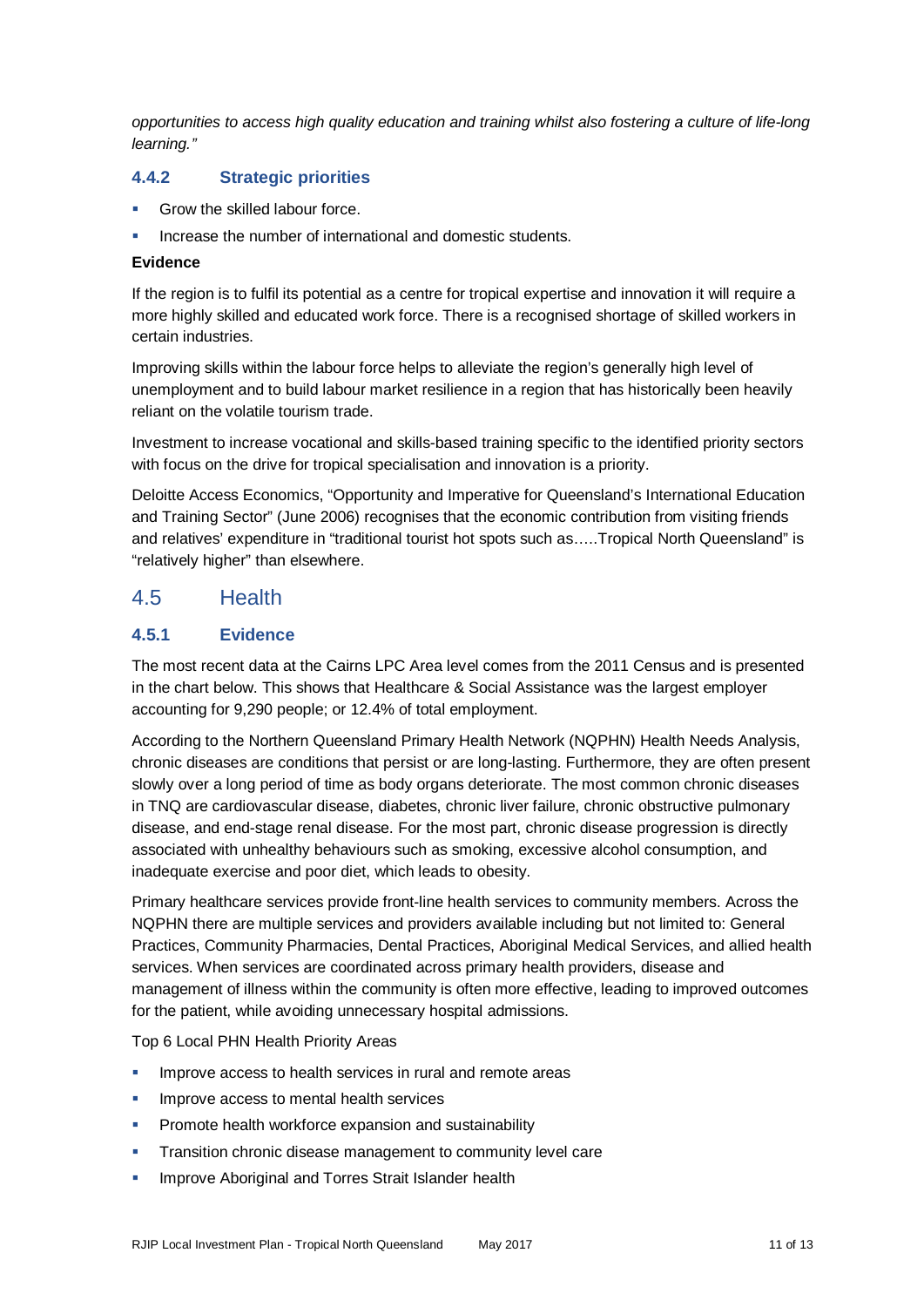*opportunities to access high quality education and training whilst also fostering a culture of life-long learning."*

### 4.4.2 Strategic priorities

- Grow the skilled labour force.
- Increase the number of international and domestic students.

**Evidence**

If the region is to fulfil its potential as a centre for tropical expertise and innovation it will require a more highly skilled and educated work force. There is a recognised shortage of skilled workers in certain industries.

Improving skills within the labour force helps to alleviate the region's generally high level of unemployment and to build labour market resilience in a region that has historically been heavily reliant on the volatile tourism trade.

Investment to increase vocational and skills-based training specific to the identified priority sectors with focus on the drive for tropical specialisation and innovation is a priority.

Deloitte Access Economics, "Opportunity and Imperative for Queensland's International Education and Training Sector" (June 2006) recognises that the economic contribution from visiting friends and relatives' expenditure in "traditional tourist hot spots such as…..Tropical North Queensland" is "relatively higher" than elsewhere.

## 4.5 Health

### 4.5.1 Evidence

The most recent data at the Cairns LPC Area level comes from the 2011 Census and is presented in the chart below. This shows that Healthcare & Social Assistance was the largest employer accounting for 9,290 people; or 12.4% of total employment.

According to the Northern Queensland Primary Health Network (NQPHN) Health Needs Analysis, chronic diseases are conditions that persist or are long-lasting. Furthermore, they are often present slowly over a long period of time as body organs deteriorate. The most common chronic diseases in TNQ are cardiovascular disease, diabetes, chronic liver failure, chronic obstructive pulmonary disease, and end-stage renal disease. For the most part, chronic disease progression is directly associated with unhealthy behaviours such as smoking, excessive alcohol consumption, and inadequate exercise and poor diet, which leads to obesity.

Primary healthcare services provide front-line health services to community members. Across the NQPHN there are multiple services and providers available including but not limited to: General Practices, Community Pharmacies, Dental Practices, Aboriginal Medical Services, and allied health services. When services are coordinated across primary health providers, disease and management of illness within the community is often more effective, leading to improved outcomes for the patient, while avoiding unnecessary hospital admissions.

Top 6 Local PHN Health Priority Areas

- Improve access to health services in rural and remote areas
- Improve access to mental health services
- Promote health workforce expansion and sustainability
- Transition chronic disease management to community level care
- Improve Aboriginal and Torres Strait Islander health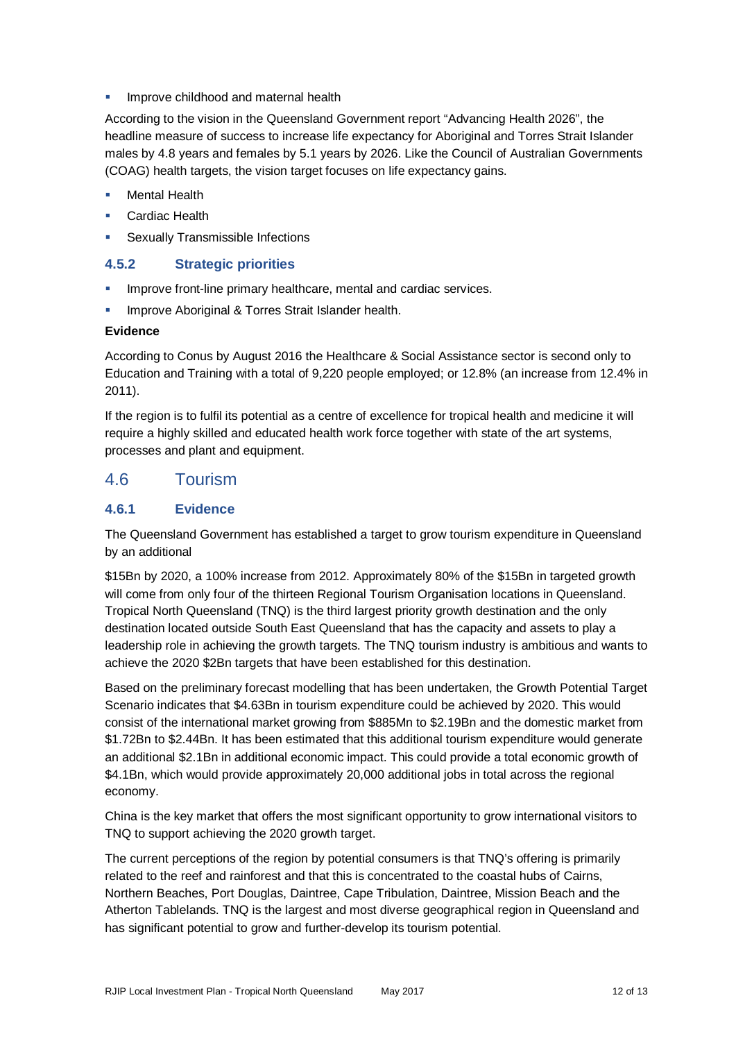- Improve childhood and maternal health

According to the vision in the Queensland Government report "Advancing Health 2026", the headline measure of success to increase life expectancy for Aboriginal and Torres Strait Islander males by 4.8 years and females by 5.1 years by 2026. Like the Council of Australian Governments (COAG) health targets, the vision target focuses on life expectancy gains.

- Mental Health
- Cardiac Health
- Sexually Transmissible Infections

### 4.5.2 Strategic priorities

- Improve front-line primary healthcare, mental and cardiac services.
- Improve Aboriginal & Torres Strait Islander health.

**Evidence**

According to Conus by August 2016 the Healthcare & Social Assistance sector is second only to Education and Training with a total of 9,220 people employed; or 12.8% (an increase from 12.4% in 2011).

If the region is to fulfil its potential as a centre of excellence for tropical health and medicine it will require a highly skilled and educated health work force together with state of the art systems, processes and plant and equipment.

## 4.6 Tourism

### 4.6.1 Evidence

The Queensland Government has established a target to grow tourism expenditure in Queensland by an additional

$15Bn by 2020, a 100% increase from 2012. Approximately 80% of the $15Bn in targeted growth will come from only four of the thirteen Regional Tourism Organisation locations in Queensland. Tropical North Queensland (TNQ) is the third largest priority growth destination and the only destination located outside South East Queensland that has the capacity and assets to play a leadership role in achieving the growth targets. The TNQ tourism industry is ambitious and wants to achieve the 2020 $2Bn targets that have been established for this destination.

Based on the preliminary forecast modelling that has been undertaken, the Growth Potential Target Scenario indicates that $4.63Bn in tourism expenditure could be achieved by 2020. This would consist of the international market growing from $885Mn to $2.19Bn and the domestic market from $1.72Bn to $2.44Bn. It has been estimated that this additional tourism expenditure would generate an additional $2.1Bn in additional economic impact. This could provide a total economic growth of $4.1Bn, which would provide approximately 20,000 additional jobs in total across the regional economy.

China is the key market that offers the most significant opportunity to grow international visitors to TNQ to support achieving the 2020 growth target.

The current perceptions of the region by potential consumers is that TNQ's offering is primarily related to the reef and rainforest and that this is concentrated to the coastal hubs of Cairns, Northern Beaches, Port Douglas, Daintree, Cape Tribulation, Daintree, Mission Beach and the Atherton Tablelands. TNQ is the largest and most diverse geographical region in Queensland and has significant potential to grow and further-develop its tourism potential.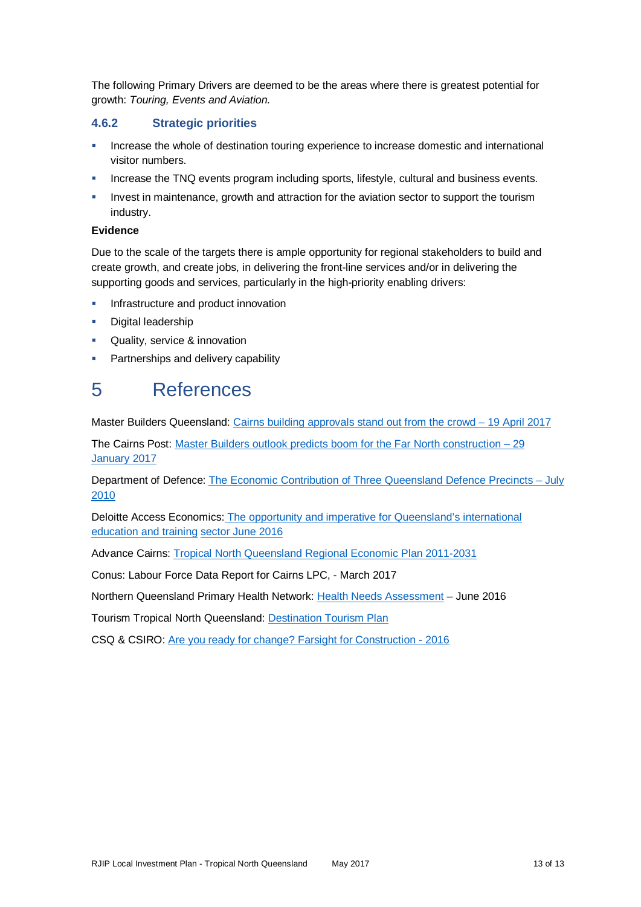The following Primary Drivers are deemed to be the areas where there is greatest potential for growth: *Touring, Events and Aviation.*

### 4.6.2 Strategic priorities

- Increase the whole of destination touring experience to increase domestic and international visitor numbers.
- Increase the TNQ events program including sports, lifestyle, cultural and business events.
- Invest in maintenance, growth and attraction for the aviation sector to support the tourism industry.

**Evidence**

Due to the scale of the targets there is ample opportunity for regional stakeholders to build and create growth, and create jobs, in delivering the front-line services and/or in delivering the supporting goods and services, particularly in the high-priority enabling drivers:

- Infrastructure and product innovation
- Digital leadership
- Quality, service & innovation
- Partnerships and delivery capability

# 5 References

Master Builders Queensland: Cairns building approvals stand out from the crowd – 19 April 2017

The Cairns Post: Master Builders outlook predicts boom for the Far North construction – 29 January 2017

Department of Defence: The Economic Contribution of Three Queensland Defence Precincts – July 2010

Deloitte Access Economics: The opportunity and imperative for Queensland's international education and training sector June 2016

Advance Cairns: Tropical North Queensland Regional Economic Plan 2011-2031

Conus: Labour Force Data Report for Cairns LPC, - March 2017

Northern Queensland Primary Health Network: Health Needs Assessment – June 2016

Tourism Tropical North Queensland: Destination Tourism Plan

CSQ & CSIRO: Are you ready for change? Farsight for Construction - 2016